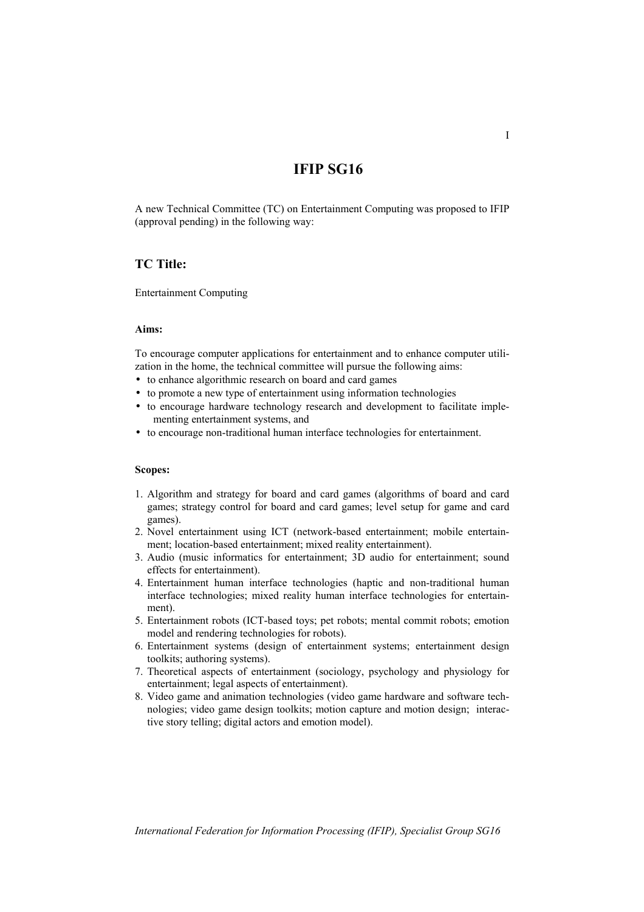# IFIP SG16

A new Technical Committee (TC) on Entertainment Computing was proposed to IFIP (approval pending) in the following way:

## TC Title:

Entertainment Computing

### Aims:

To encourage computer applications for entertainment and to enhance computer utilization in the home, the technical committee will pursue the following aims:

- to enhance algorithmic research on board and card games
- to promote a new type of entertainment using information technologies
- to encourage hardware technology research and development to facilitate implementing entertainment systems, and
- to encourage non-traditional human interface technologies for entertainment.

### Scopes:

1. Algorithm and strategy for board and card games (algorithms of board and card games; strategy control for board and card games; level setup for game and card games).
2. Novel entertainment using ICT (network-based entertainment; mobile entertainment; location-based entertainment; mixed reality entertainment).
3. Audio (music informatics for entertainment; 3D audio for entertainment; sound effects for entertainment).
4. Entertainment human interface technologies (haptic and non-traditional human interface technologies; mixed reality human interface technologies for entertainment).
5. Entertainment robots (ICT-based toys; pet robots; mental commit robots; emotion model and rendering technologies for robots).
6. Entertainment systems (design of entertainment systems; entertainment design toolkits; authoring systems).
7. Theoretical aspects of entertainment (sociology, psychology and physiology for entertainment; legal aspects of entertainment).
8. Video game and animation technologies (video game hardware and software technologies; video game design toolkits; motion capture and motion design; interactive story telling; digital actors and emotion model).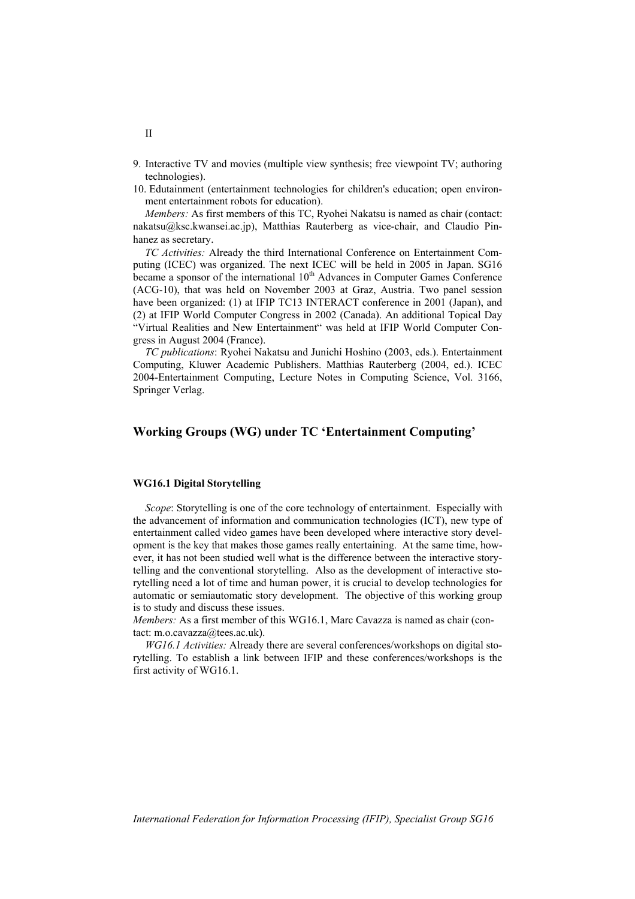9. Interactive TV and movies (multiple view synthesis; free viewpoint TV; authoring technologies).
10. Edutainment (entertainment technologies for children's education; open environment entertainment robots for education).

*Members:* As first members of this TC, Ryohei Nakatsu is named as chair (contact: nakatsu@ksc.kwansei.ac.jp), Matthias Rauterberg as vice-chair, and Claudio Pinhanez as secretary.

*TC Activities:* Already the third International Conference on Entertainment Computing (ICEC) was organized. The next ICEC will be held in 2005 in Japan. SG16 became a sponsor of the international 10th Advances in Computer Games Conference (ACG-10), that was held on November 2003 at Graz, Austria. Two panel session have been organized: (1) at IFIP TC13 INTERACT conference in 2001 (Japan), and (2) at IFIP World Computer Congress in 2002 (Canada). An additional Topical Day "Virtual Realities and New Entertainment" was held at IFIP World Computer Congress in August 2004 (France).

*TC publications*: Ryohei Nakatsu and Junichi Hoshino (2003, eds.). Entertainment Computing, Kluwer Academic Publishers. Matthias Rauterberg (2004, ed.). ICEC 2004-Entertainment Computing, Lecture Notes in Computing Science, Vol. 3166, Springer Verlag.

## Working Groups (WG) under TC 'Entertainment Computing'

### WG16.1 Digital Storytelling

*Scope*: Storytelling is one of the core technology of entertainment. Especially with the advancement of information and communication technologies (ICT), new type of entertainment called video games have been developed where interactive story development is the key that makes those games really entertaining. At the same time, however, it has not been studied well what is the difference between the interactive storytelling and the conventional storytelling. Also as the development of interactive storytelling need a lot of time and human power, it is crucial to develop technologies for automatic or semiautomatic story development. The objective of this working group is to study and discuss these issues.

*Members:* As a first member of this WG16.1, Marc Cavazza is named as chair (contact: m.o.cavazza@tees.ac.uk).

*WG16.1 Activities:* Already there are several conferences/workshops on digital storytelling. To establish a link between IFIP and these conferences/workshops is the first activity of WG16.1.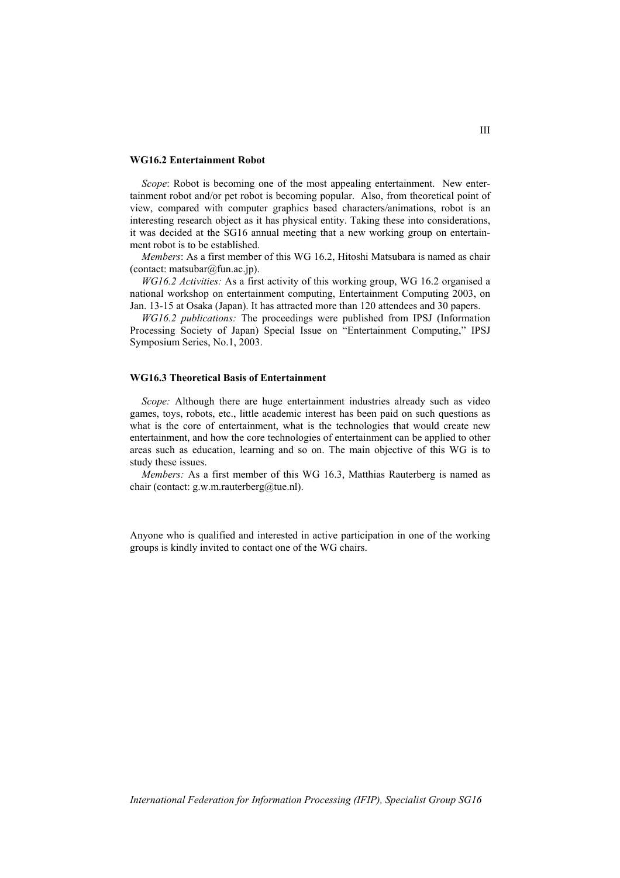### WG16.2 Entertainment Robot

*Scope*: Robot is becoming one of the most appealing entertainment. New entertainment robot and/or pet robot is becoming popular. Also, from theoretical point of view, compared with computer graphics based characters/animations, robot is an interesting research object as it has physical entity. Taking these into considerations, it was decided at the SG16 annual meeting that a new working group on entertainment robot is to be established.

*Members*: As a first member of this WG 16.2, Hitoshi Matsubara is named as chair (contact: matsubar@fun.ac.jp).

*WG16.2 Activities:* As a first activity of this working group, WG 16.2 organised a national workshop on entertainment computing, Entertainment Computing 2003, on Jan. 13-15 at Osaka (Japan). It has attracted more than 120 attendees and 30 papers.

*WG16.2 publications:* The proceedings were published from IPSJ (Information Processing Society of Japan) Special Issue on "Entertainment Computing," IPSJ Symposium Series, No.1, 2003.

### WG16.3 Theoretical Basis of Entertainment

*Scope:* Although there are huge entertainment industries already such as video games, toys, robots, etc., little academic interest has been paid on such questions as what is the core of entertainment, what is the technologies that would create new entertainment, and how the core technologies of entertainment can be applied to other areas such as education, learning and so on. The main objective of this WG is to study these issues.

*Members:* As a first member of this WG 16.3, Matthias Rauterberg is named as chair (contact: g.w.m.rauterberg@tue.nl).

Anyone who is qualified and interested in active participation in one of the working groups is kindly invited to contact one of the WG chairs.